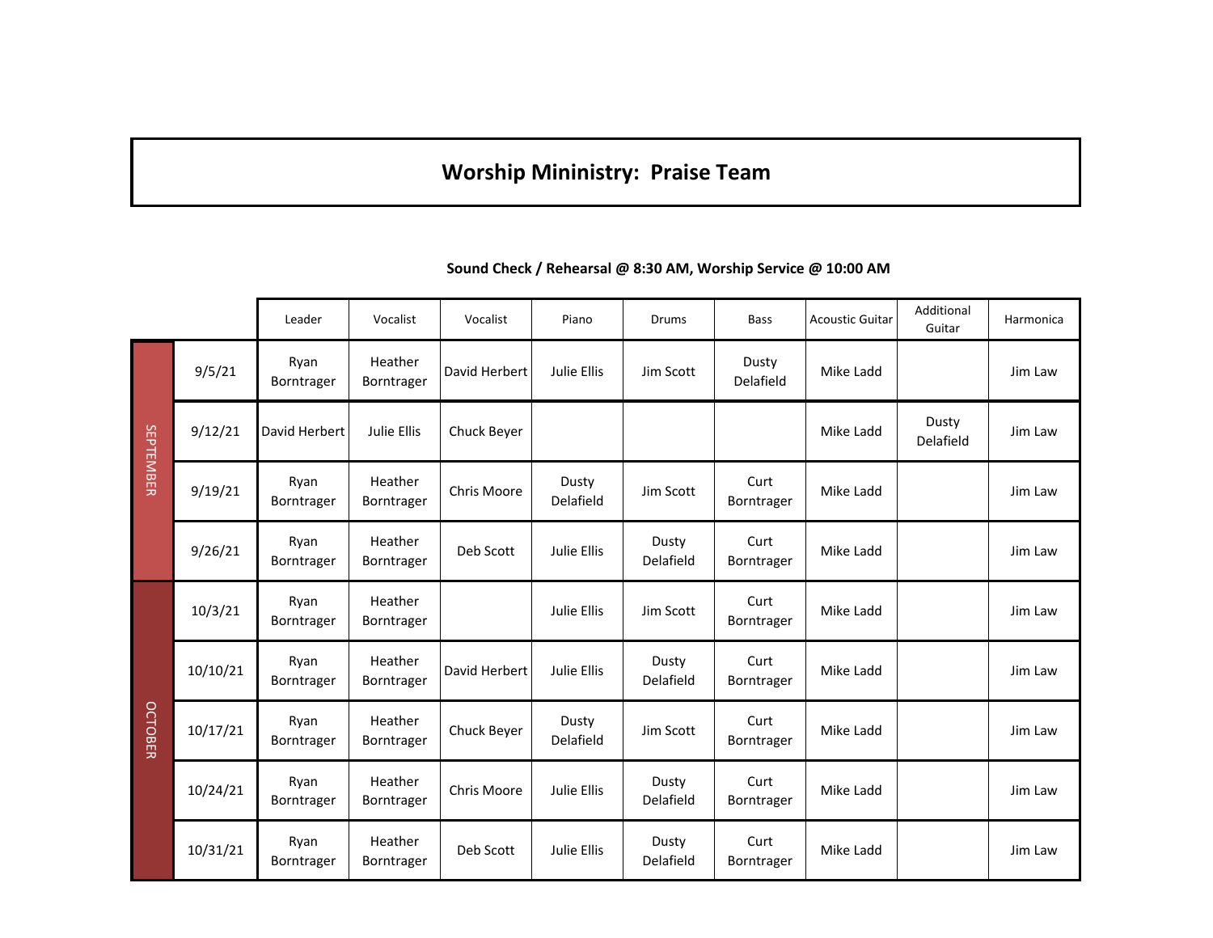# Worship Mininistry:  Praise Team

**Sound Check / Rehearsal @ 8:30 AM, Worship Service @ 10:00 AM**

| Month | Date | Leader | Vocalist | Vocalist | Piano | Drums | Bass | Acoustic Guitar | Additional Guitar | Harmonica |
|---|---|---|---|---|---|---|---|---|---|---|
| SEPTEMBER | 9/5/21 | Ryan Borntrager | Heather Borntrager | David Herbert | Julie Ellis | Jim Scott | Dusty Delafield | Mike Ladd | | Jim Law |
| | 9/12/21 | David Herbert | Julie Ellis | Chuck Beyer | | | | Mike Ladd | Dusty Delafield | Jim Law |
| | 9/19/21 | Ryan Borntrager | Heather Borntrager | Chris Moore | Dusty Delafield | Jim Scott | Curt Borntrager | Mike Ladd | | Jim Law |
| | 9/26/21 | Ryan Borntrager | Heather Borntrager | Deb Scott | Julie Ellis | Dusty Delafield | Curt Borntrager | Mike Ladd | | Jim Law |
| OCTOBER | 10/3/21 | Ryan Borntrager | Heather Borntrager | | Julie Ellis | Jim Scott | Curt Borntrager | Mike Ladd | | Jim Law |
| | 10/10/21 | Ryan Borntrager | Heather Borntrager | David Herbert | Julie Ellis | Dusty Delafield | Curt Borntrager | Mike Ladd | | Jim Law |
| | 10/17/21 | Ryan Borntrager | Heather Borntrager | Chuck Beyer | Dusty Delafield | Jim Scott | Curt Borntrager | Mike Ladd | | Jim Law |
| | 10/24/21 | Ryan Borntrager | Heather Borntrager | Chris Moore | Julie Ellis | Dusty Delafield | Curt Borntrager | Mike Ladd | | Jim Law |
| | 10/31/21 | Ryan Borntrager | Heather Borntrager | Deb Scott | Julie Ellis | Dusty Delafield | Curt Borntrager | Mike Ladd | | Jim Law |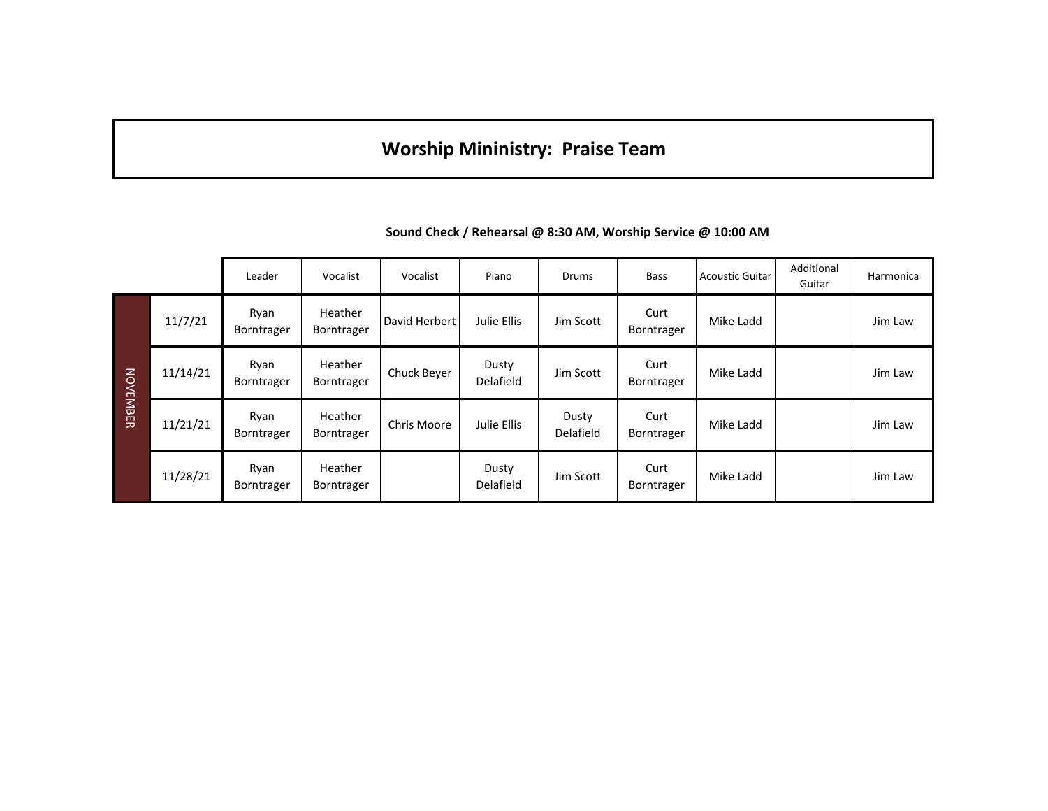# Worship Mininistry: Praise Team

**Sound Check / Rehearsal @ 8:30 AM, Worship Service @ 10:00 AM**

| | | Leader | Vocalist | Vocalist | Piano | Drums | Bass | Acoustic Guitar | Additional Guitar | Harmonica |
|---|---|---|---|---|---|---|---|---|---|---|
| NOVEMBER | 11/7/21 | Ryan Borntrager | Heather Borntrager | David Herbert | Julie Ellis | Jim Scott | Curt Borntrager | Mike Ladd | | Jim Law |
| | 11/14/21 | Ryan Borntrager | Heather Borntrager | Chuck Beyer | Dusty Delafield | Jim Scott | Curt Borntrager | Mike Ladd | | Jim Law |
| | 11/21/21 | Ryan Borntrager | Heather Borntrager | Chris Moore | Julie Ellis | Dusty Delafield | Curt Borntrager | Mike Ladd | | Jim Law |
| | 11/28/21 | Ryan Borntrager | Heather Borntrager | | Dusty Delafield | Jim Scott | Curt Borntrager | Mike Ladd | | Jim Law |